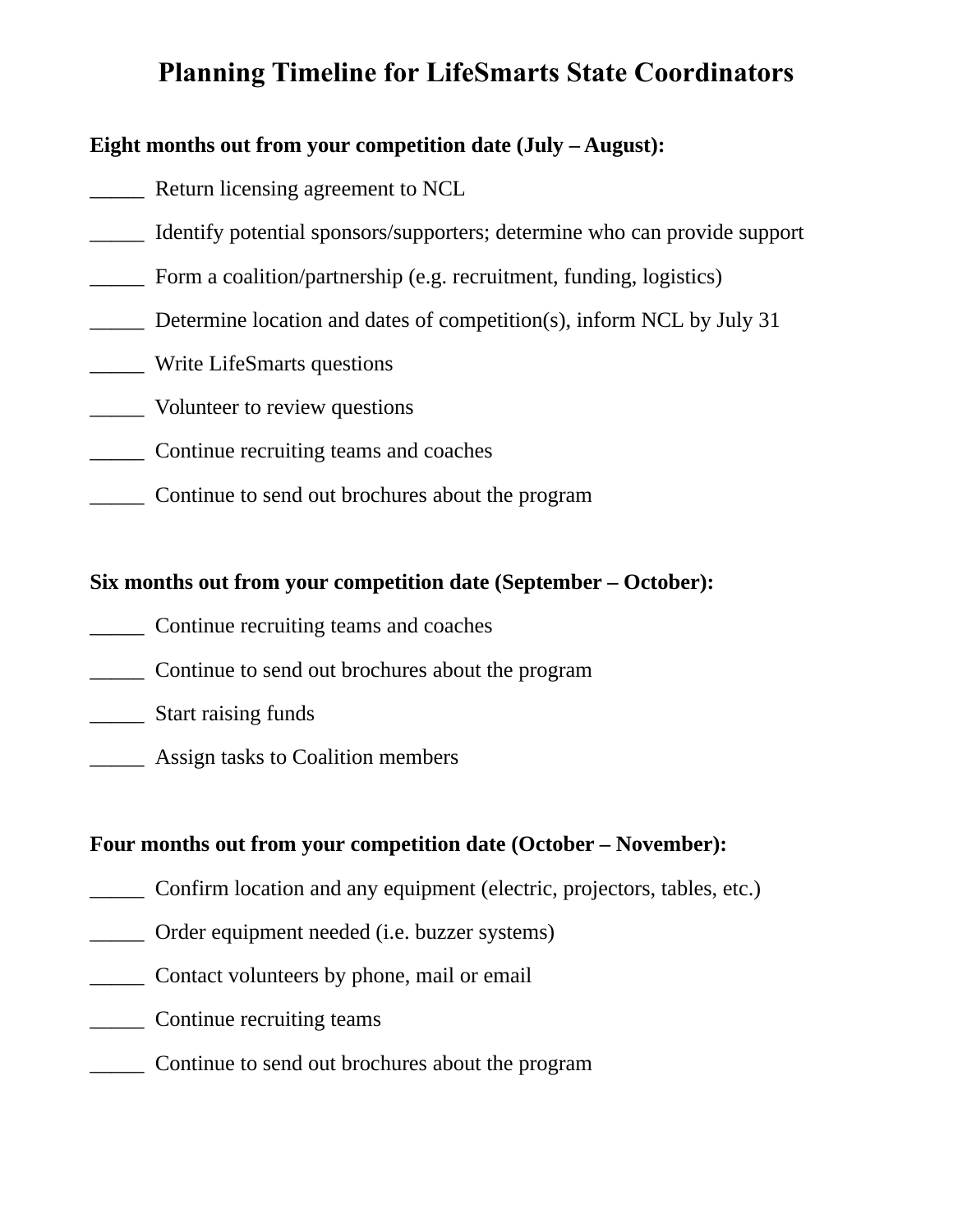# Planning Timeline for LifeSmarts State Coordinators

**Eight months out from your competition date (July – August):**

_____ Return licensing agreement to NCL

_____ Identify potential sponsors/supporters; determine who can provide support

_____ Form a coalition/partnership (e.g. recruitment, funding, logistics)

_____ Determine location and dates of competition(s), inform NCL by July 31

_____ Write LifeSmarts questions

_____ Volunteer to review questions

_____ Continue recruiting teams and coaches

_____ Continue to send out brochures about the program

**Six months out from your competition date (September – October):**

_____ Continue recruiting teams and coaches

_____ Continue to send out brochures about the program

_____ Start raising funds

_____ Assign tasks to Coalition members

**Four months out from your competition date (October – November):**

_____ Confirm location and any equipment (electric, projectors, tables, etc.)

_____ Order equipment needed (i.e. buzzer systems)

_____ Contact volunteers by phone, mail or email

_____ Continue recruiting teams

_____ Continue to send out brochures about the program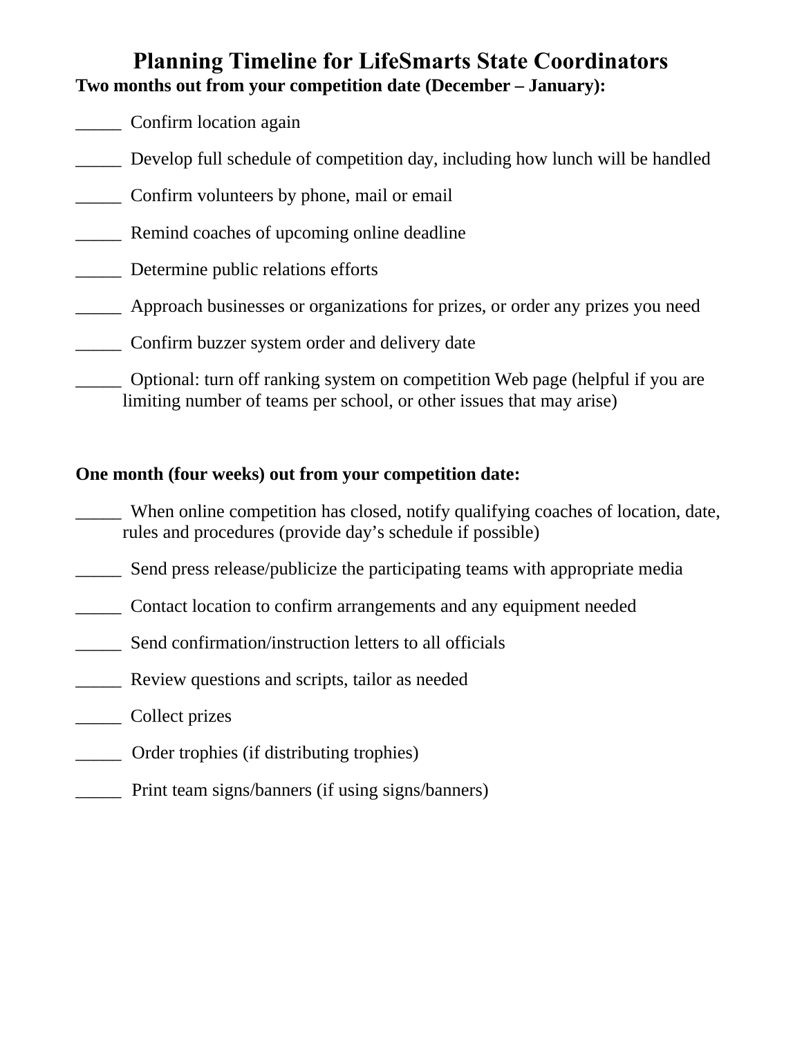# Planning Timeline for LifeSmarts State Coordinators

**Two months out from your competition date (December – January):**

_____ Confirm location again

_____ Develop full schedule of competition day, including how lunch will be handled

_____ Confirm volunteers by phone, mail or email

_____ Remind coaches of upcoming online deadline

_____ Determine public relations efforts

_____ Approach businesses or organizations for prizes, or order any prizes you need

_____ Confirm buzzer system order and delivery date

_____ Optional: turn off ranking system on competition Web page (helpful if you are limiting number of teams per school, or other issues that may arise)

**One month (four weeks) out from your competition date:**

_____ When online competition has closed, notify qualifying coaches of location, date, rules and procedures (provide day's schedule if possible)

_____ Send press release/publicize the participating teams with appropriate media

_____ Contact location to confirm arrangements and any equipment needed

_____ Send confirmation/instruction letters to all officials

_____ Review questions and scripts, tailor as needed

_____ Collect prizes

_____ Order trophies (if distributing trophies)

_____ Print team signs/banners (if using signs/banners)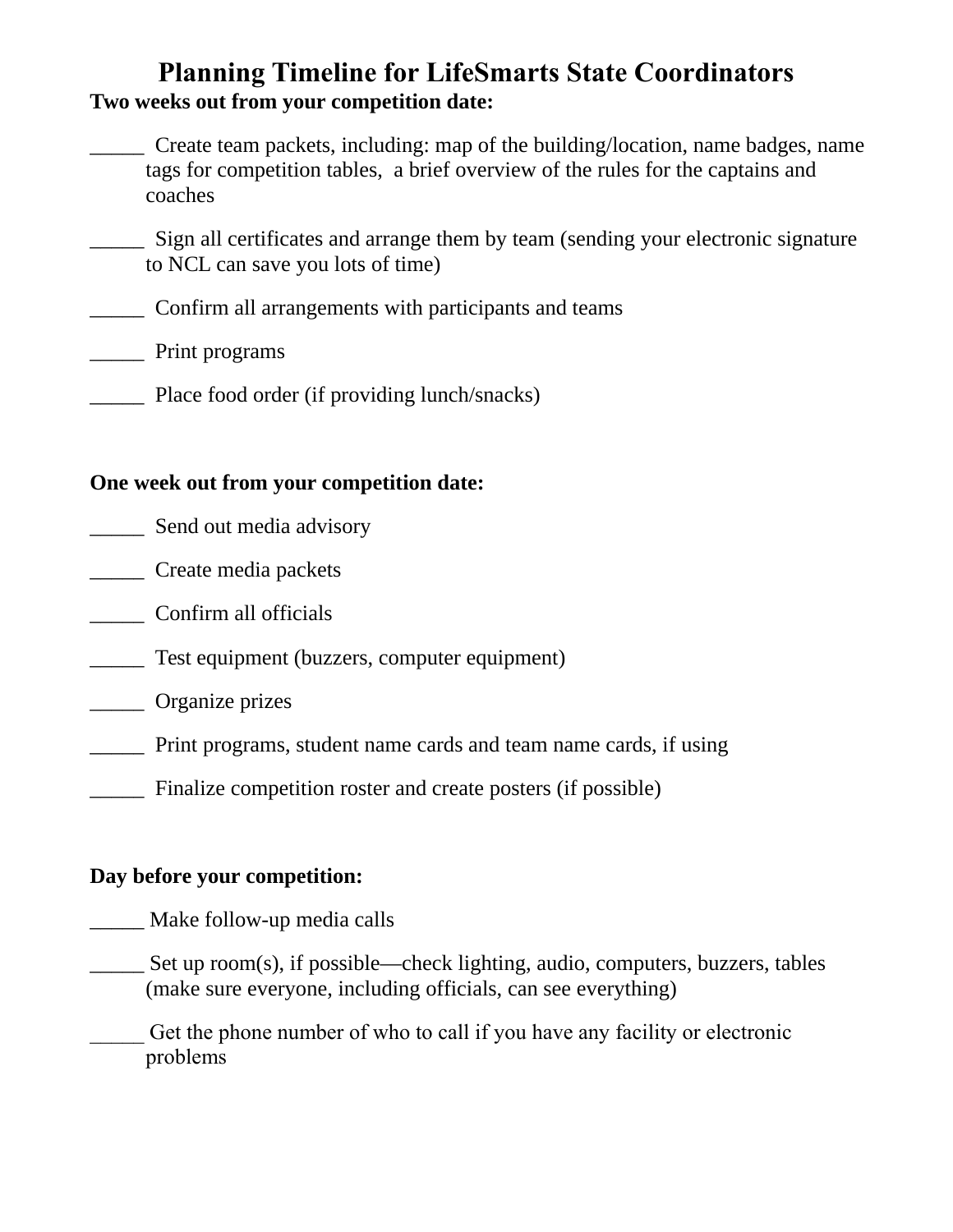# Planning Timeline for LifeSmarts State Coordinators

**Two weeks out from your competition date:**

_____ Create team packets, including: map of the building/location, name badges, name tags for competition tables, a brief overview of the rules for the captains and coaches

_____ Sign all certificates and arrange them by team (sending your electronic signature to NCL can save you lots of time)

_____ Confirm all arrangements with participants and teams

_____ Print programs

_____ Place food order (if providing lunch/snacks)

**One week out from your competition date:**

_____ Send out media advisory

_____ Create media packets

_____ Confirm all officials

_____ Test equipment (buzzers, computer equipment)

_____ Organize prizes

_____ Print programs, student name cards and team name cards, if using

_____ Finalize competition roster and create posters (if possible)

**Day before your competition:**

_____ Make follow-up media calls

_____ Set up room(s), if possible—check lighting, audio, computers, buzzers, tables (make sure everyone, including officials, can see everything)

_____ Get the phone number of who to call if you have any facility or electronic problems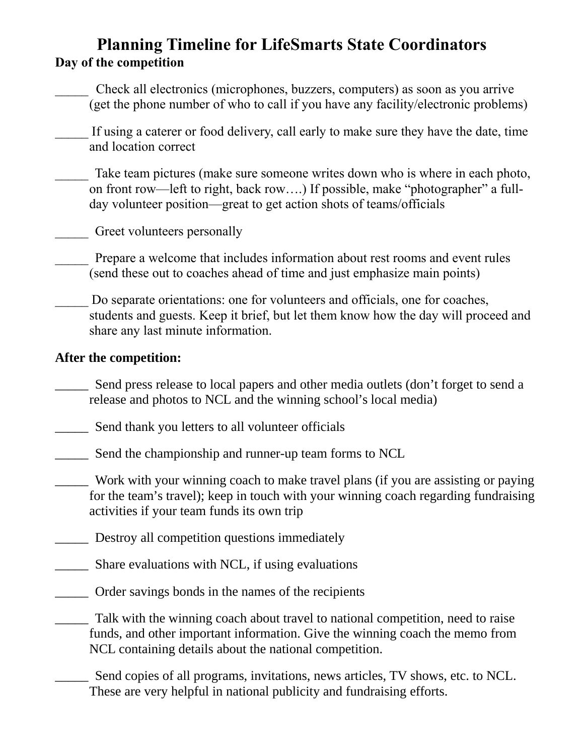# Planning Timeline for LifeSmarts State Coordinators

**Day of the competition**

_____ Check all electronics (microphones, buzzers, computers) as soon as you arrive (get the phone number of who to call if you have any facility/electronic problems)

_____ If using a caterer or food delivery, call early to make sure they have the date, time and location correct

_____ Take team pictures (make sure someone writes down who is where in each photo, on front row—left to right, back row….) If possible, make "photographer" a full-day volunteer position—great to get action shots of teams/officials

_____ Greet volunteers personally

_____ Prepare a welcome that includes information about rest rooms and event rules (send these out to coaches ahead of time and just emphasize main points)

_____ Do separate orientations: one for volunteers and officials, one for coaches, students and guests. Keep it brief, but let them know how the day will proceed and share any last minute information.

**After the competition:**

_____ Send press release to local papers and other media outlets (don't forget to send a release and photos to NCL and the winning school's local media)

_____ Send thank you letters to all volunteer officials

_____ Send the championship and runner-up team forms to NCL

_____ Work with your winning coach to make travel plans (if you are assisting or paying for the team's travel); keep in touch with your winning coach regarding fundraising activities if your team funds its own trip

_____ Destroy all competition questions immediately

_____ Share evaluations with NCL, if using evaluations

_____ Order savings bonds in the names of the recipients

_____ Talk with the winning coach about travel to national competition, need to raise funds, and other important information. Give the winning coach the memo from NCL containing details about the national competition.

_____ Send copies of all programs, invitations, news articles, TV shows, etc. to NCL. These are very helpful in national publicity and fundraising efforts.